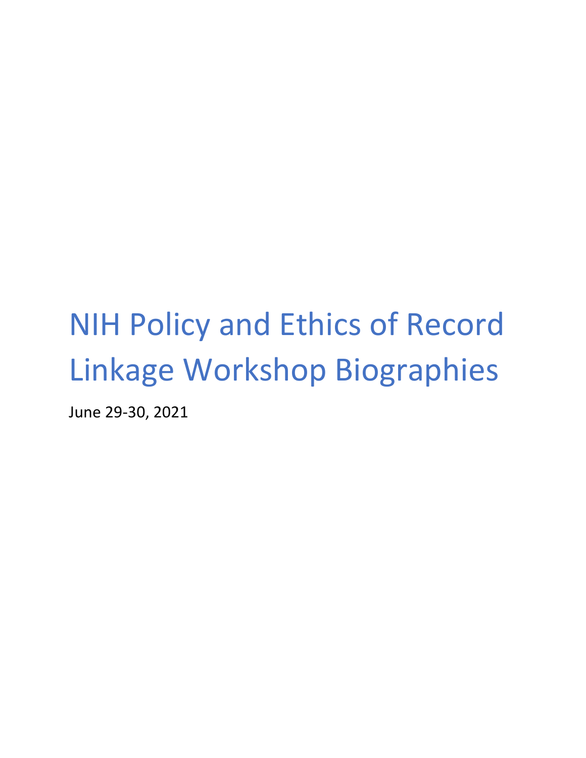# NIH Policy and Ethics of Record Linkage Workshop Biographies

June 29-30, 2021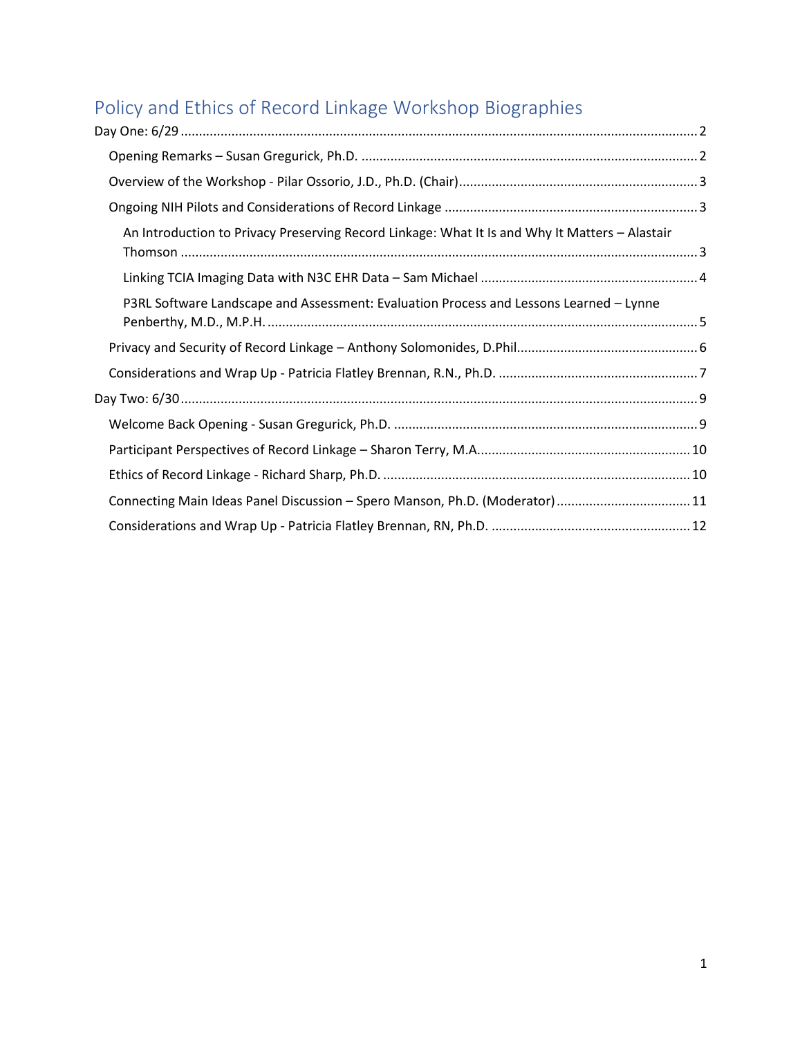# Policy and Ethics of Record Linkage Workshop Biographies

Day One: 6/29 ........................................................................................................................................... 2

- Opening Remarks – Susan Gregurick, Ph.D. ........................................................................................... 2
- Overview of the Workshop - Pilar Ossorio, J.D., Ph.D. (Chair)................................................................. 3
- Ongoing NIH Pilots and Considerations of Record Linkage ..................................................................... 3
  - An Introduction to Privacy Preserving Record Linkage: What It Is and Why It Matters – Alastair Thomson ........................................................................................................................................... 3
  - Linking TCIA Imaging Data with N3C EHR Data – Sam Michael ........................................................... 4
  - P3RL Software Landscape and Assessment: Evaluation Process and Lessons Learned – Lynne Penberthy, M.D., M.P.H. ..................................................................................................................... 5
- Privacy and Security of Record Linkage – Anthony Solomonides, D.Phil................................................. 6
- Considerations and Wrap Up - Patricia Flatley Brennan, R.N., Ph.D. ...................................................... 7

Day Two: 6/30 ........................................................................................................................................... 9

- Welcome Back Opening - Susan Gregurick, Ph.D. ................................................................................... 9
- Participant Perspectives of Record Linkage – Sharon Terry, M.A.......................................................... 10
- Ethics of Record Linkage - Richard Sharp, Ph.D. ................................................................................... 10
- Connecting Main Ideas Panel Discussion – Spero Manson, Ph.D. (Moderator) ..................................... 11
- Considerations and Wrap Up - Patricia Flatley Brennan, RN, Ph.D. ...................................................... 12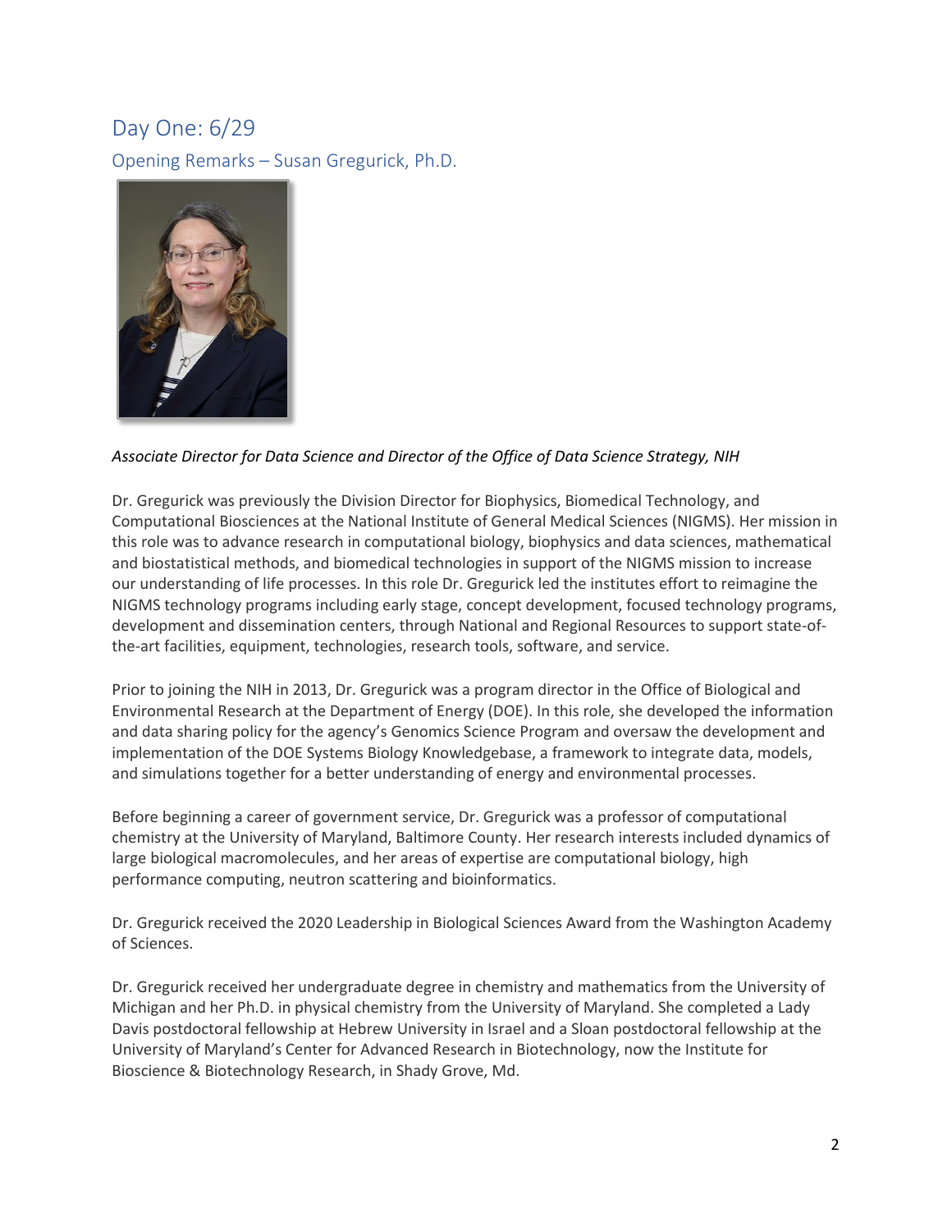# Day One: 6/29

## Opening Remarks – Susan Gregurick, Ph.D.

*Associate Director for Data Science and Director of the Office of Data Science Strategy, NIH*

Dr. Gregurick was previously the Division Director for Biophysics, Biomedical Technology, and Computational Biosciences at the National Institute of General Medical Sciences (NIGMS). Her mission in this role was to advance research in computational biology, biophysics and data sciences, mathematical and biostatistical methods, and biomedical technologies in support of the NIGMS mission to increase our understanding of life processes. In this role Dr. Gregurick led the institutes effort to reimagine the NIGMS technology programs including early stage, concept development, focused technology programs, development and dissemination centers, through National and Regional Resources to support state-of-the-art facilities, equipment, technologies, research tools, software, and service.

Prior to joining the NIH in 2013, Dr. Gregurick was a program director in the Office of Biological and Environmental Research at the Department of Energy (DOE). In this role, she developed the information and data sharing policy for the agency's Genomics Science Program and oversaw the development and implementation of the DOE Systems Biology Knowledgebase, a framework to integrate data, models, and simulations together for a better understanding of energy and environmental processes.

Before beginning a career of government service, Dr. Gregurick was a professor of computational chemistry at the University of Maryland, Baltimore County. Her research interests included dynamics of large biological macromolecules, and her areas of expertise are computational biology, high performance computing, neutron scattering and bioinformatics.

Dr. Gregurick received the 2020 Leadership in Biological Sciences Award from the Washington Academy of Sciences.

Dr. Gregurick received her undergraduate degree in chemistry and mathematics from the University of Michigan and her Ph.D. in physical chemistry from the University of Maryland. She completed a Lady Davis postdoctoral fellowship at Hebrew University in Israel and a Sloan postdoctoral fellowship at the University of Maryland's Center for Advanced Research in Biotechnology, now the Institute for Bioscience & Biotechnology Research, in Shady Grove, Md.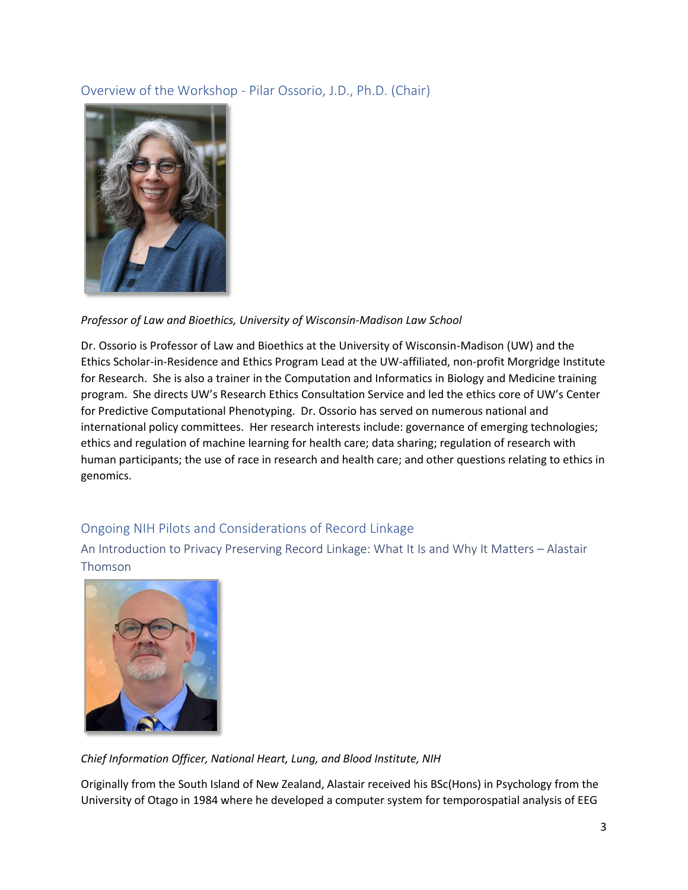## Overview of the Workshop - Pilar Ossorio, J.D., Ph.D. (Chair)

*Professor of Law and Bioethics, University of Wisconsin-Madison Law School*

Dr. Ossorio is Professor of Law and Bioethics at the University of Wisconsin-Madison (UW) and the Ethics Scholar-in-Residence and Ethics Program Lead at the UW-affiliated, non-profit Morgridge Institute for Research. She is also a trainer in the Computation and Informatics in Biology and Medicine training program. She directs UW's Research Ethics Consultation Service and led the ethics core of UW's Center for Predictive Computational Phenotyping. Dr. Ossorio has served on numerous national and international policy committees. Her research interests include: governance of emerging technologies; ethics and regulation of machine learning for health care; data sharing; regulation of research with human participants; the use of race in research and health care; and other questions relating to ethics in genomics.

## Ongoing NIH Pilots and Considerations of Record Linkage

### An Introduction to Privacy Preserving Record Linkage: What It Is and Why It Matters – Alastair Thomson

*Chief Information Officer, National Heart, Lung, and Blood Institute, NIH*

Originally from the South Island of New Zealand, Alastair received his BSc(Hons) in Psychology from the University of Otago in 1984 where he developed a computer system for temporospatial analysis of EEG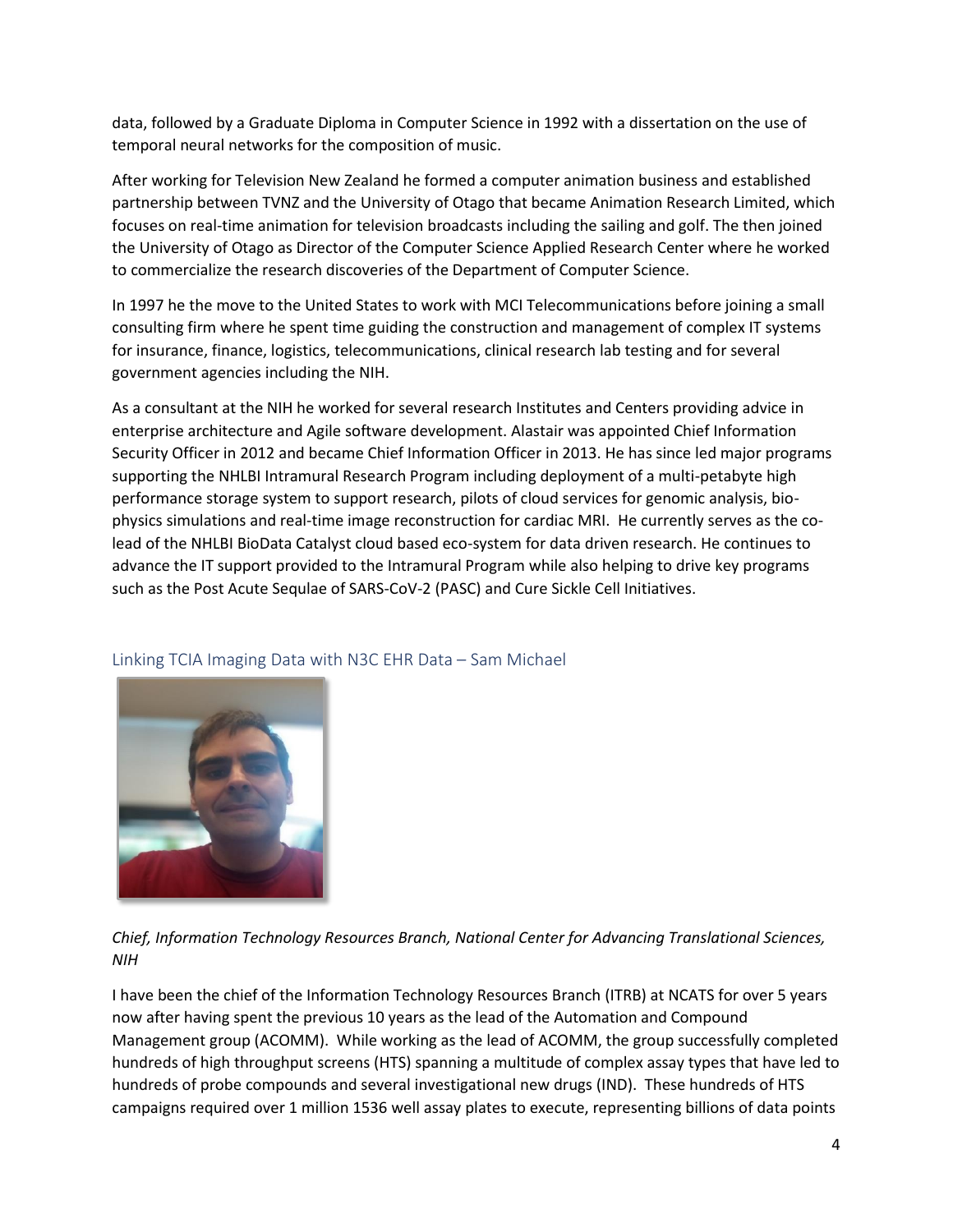data, followed by a Graduate Diploma in Computer Science in 1992 with a dissertation on the use of temporal neural networks for the composition of music.

After working for Television New Zealand he formed a computer animation business and established partnership between TVNZ and the University of Otago that became Animation Research Limited, which focuses on real-time animation for television broadcasts including the sailing and golf. The then joined the University of Otago as Director of the Computer Science Applied Research Center where he worked to commercialize the research discoveries of the Department of Computer Science.

In 1997 he the move to the United States to work with MCI Telecommunications before joining a small consulting firm where he spent time guiding the construction and management of complex IT systems for insurance, finance, logistics, telecommunications, clinical research lab testing and for several government agencies including the NIH.

As a consultant at the NIH he worked for several research Institutes and Centers providing advice in enterprise architecture and Agile software development. Alastair was appointed Chief Information Security Officer in 2012 and became Chief Information Officer in 2013. He has since led major programs supporting the NHLBI Intramural Research Program including deployment of a multi-petabyte high performance storage system to support research, pilots of cloud services for genomic analysis, bio-physics simulations and real-time image reconstruction for cardiac MRI. He currently serves as the co-lead of the NHLBI BioData Catalyst cloud based eco-system for data driven research. He continues to advance the IT support provided to the Intramural Program while also helping to drive key programs such as the Post Acute Sequlae of SARS-CoV-2 (PASC) and Cure Sickle Cell Initiatives.

## Linking TCIA Imaging Data with N3C EHR Data – Sam Michael

*Chief, Information Technology Resources Branch, National Center for Advancing Translational Sciences, NIH*

I have been the chief of the Information Technology Resources Branch (ITRB) at NCATS for over 5 years now after having spent the previous 10 years as the lead of the Automation and Compound Management group (ACOMM). While working as the lead of ACOMM, the group successfully completed hundreds of high throughput screens (HTS) spanning a multitude of complex assay types that have led to hundreds of probe compounds and several investigational new drugs (IND). These hundreds of HTS campaigns required over 1 million 1536 well assay plates to execute, representing billions of data points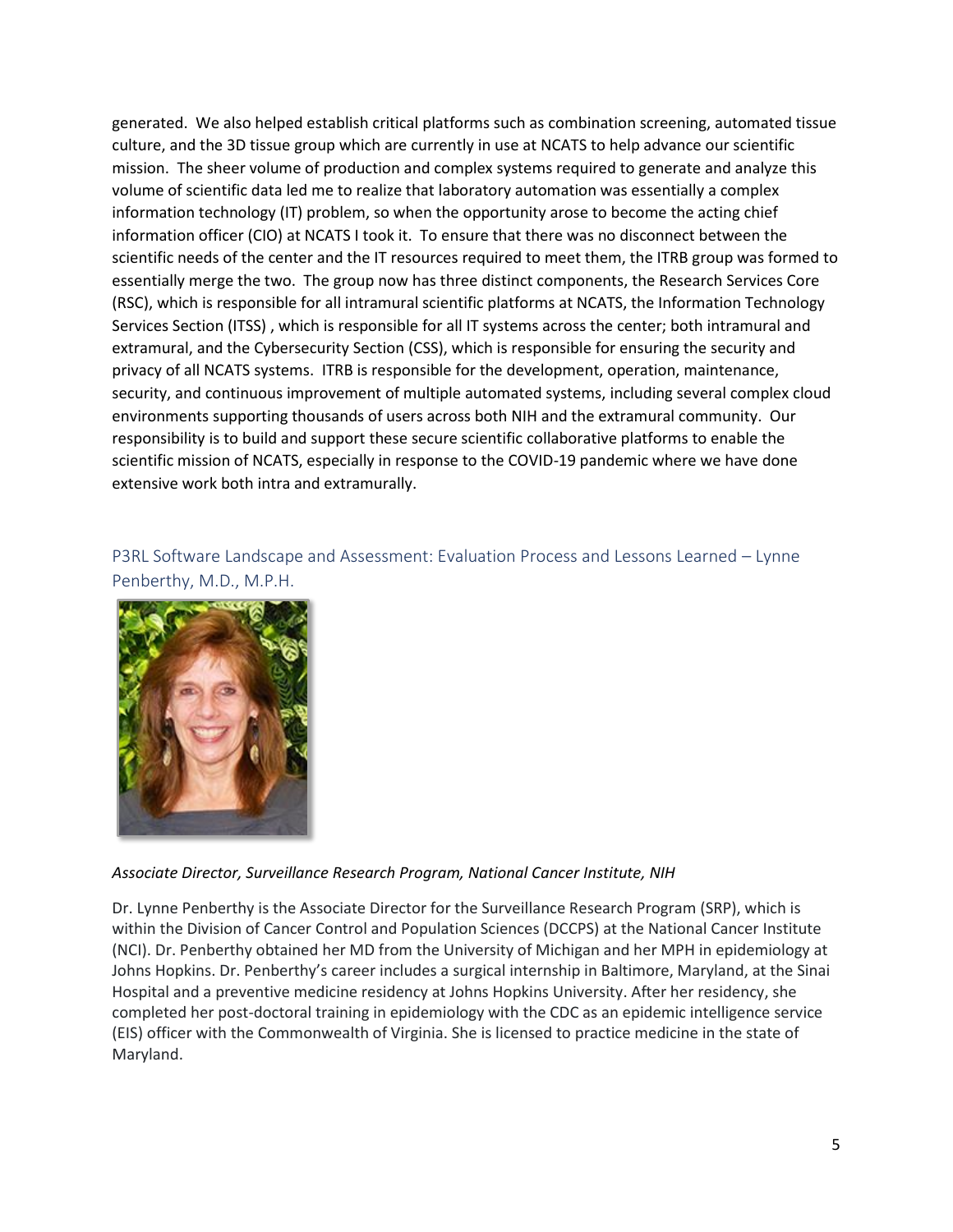generated. We also helped establish critical platforms such as combination screening, automated tissue culture, and the 3D tissue group which are currently in use at NCATS to help advance our scientific mission. The sheer volume of production and complex systems required to generate and analyze this volume of scientific data led me to realize that laboratory automation was essentially a complex information technology (IT) problem, so when the opportunity arose to become the acting chief information officer (CIO) at NCATS I took it. To ensure that there was no disconnect between the scientific needs of the center and the IT resources required to meet them, the ITRB group was formed to essentially merge the two. The group now has three distinct components, the Research Services Core (RSC), which is responsible for all intramural scientific platforms at NCATS, the Information Technology Services Section (ITSS) , which is responsible for all IT systems across the center; both intramural and extramural, and the Cybersecurity Section (CSS), which is responsible for ensuring the security and privacy of all NCATS systems. ITRB is responsible for the development, operation, maintenance, security, and continuous improvement of multiple automated systems, including several complex cloud environments supporting thousands of users across both NIH and the extramural community. Our responsibility is to build and support these secure scientific collaborative platforms to enable the scientific mission of NCATS, especially in response to the COVID-19 pandemic where we have done extensive work both intra and extramurally.

### P3RL Software Landscape and Assessment: Evaluation Process and Lessons Learned – Lynne Penberthy, M.D., M.P.H.

*Associate Director, Surveillance Research Program, National Cancer Institute, NIH*

Dr. Lynne Penberthy is the Associate Director for the Surveillance Research Program (SRP), which is within the Division of Cancer Control and Population Sciences (DCCPS) at the National Cancer Institute (NCI). Dr. Penberthy obtained her MD from the University of Michigan and her MPH in epidemiology at Johns Hopkins. Dr. Penberthy's career includes a surgical internship in Baltimore, Maryland, at the Sinai Hospital and a preventive medicine residency at Johns Hopkins University. After her residency, she completed her post-doctoral training in epidemiology with the CDC as an epidemic intelligence service (EIS) officer with the Commonwealth of Virginia. She is licensed to practice medicine in the state of Maryland.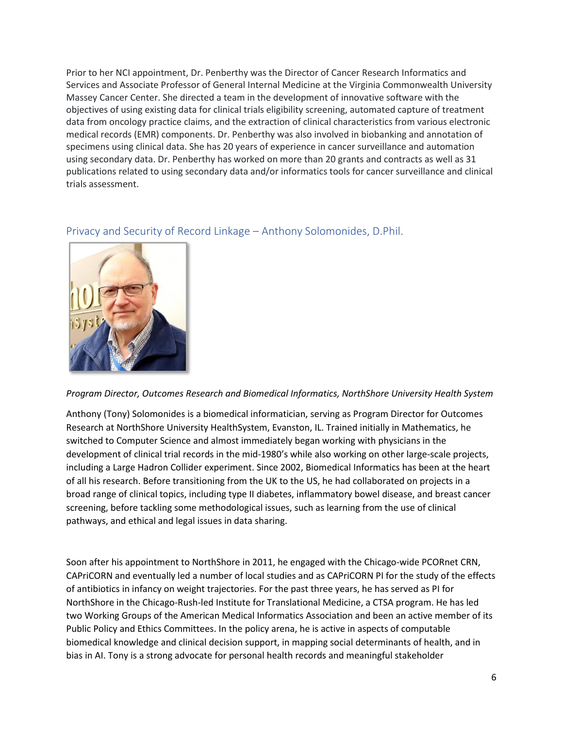Prior to her NCI appointment, Dr. Penberthy was the Director of Cancer Research Informatics and Services and Associate Professor of General Internal Medicine at the Virginia Commonwealth University Massey Cancer Center. She directed a team in the development of innovative software with the objectives of using existing data for clinical trials eligibility screening, automated capture of treatment data from oncology practice claims, and the extraction of clinical characteristics from various electronic medical records (EMR) components. Dr. Penberthy was also involved in biobanking and annotation of specimens using clinical data. She has 20 years of experience in cancer surveillance and automation using secondary data. Dr. Penberthy has worked on more than 20 grants and contracts as well as 31 publications related to using secondary data and/or informatics tools for cancer surveillance and clinical trials assessment.

## Privacy and Security of Record Linkage – Anthony Solomonides, D.Phil.

*Program Director, Outcomes Research and Biomedical Informatics, NorthShore University Health System*

Anthony (Tony) Solomonides is a biomedical informatician, serving as Program Director for Outcomes Research at NorthShore University HealthSystem, Evanston, IL. Trained initially in Mathematics, he switched to Computer Science and almost immediately began working with physicians in the development of clinical trial records in the mid-1980's while also working on other large-scale projects, including a Large Hadron Collider experiment. Since 2002, Biomedical Informatics has been at the heart of all his research. Before transitioning from the UK to the US, he had collaborated on projects in a broad range of clinical topics, including type II diabetes, inflammatory bowel disease, and breast cancer screening, before tackling some methodological issues, such as learning from the use of clinical pathways, and ethical and legal issues in data sharing.

Soon after his appointment to NorthShore in 2011, he engaged with the Chicago-wide PCORnet CRN, CAPriCORN and eventually led a number of local studies and as CAPriCORN PI for the study of the effects of antibiotics in infancy on weight trajectories. For the past three years, he has served as PI for NorthShore in the Chicago-Rush-led Institute for Translational Medicine, a CTSA program. He has led two Working Groups of the American Medical Informatics Association and been an active member of its Public Policy and Ethics Committees. In the policy arena, he is active in aspects of computable biomedical knowledge and clinical decision support, in mapping social determinants of health, and in bias in AI. Tony is a strong advocate for personal health records and meaningful stakeholder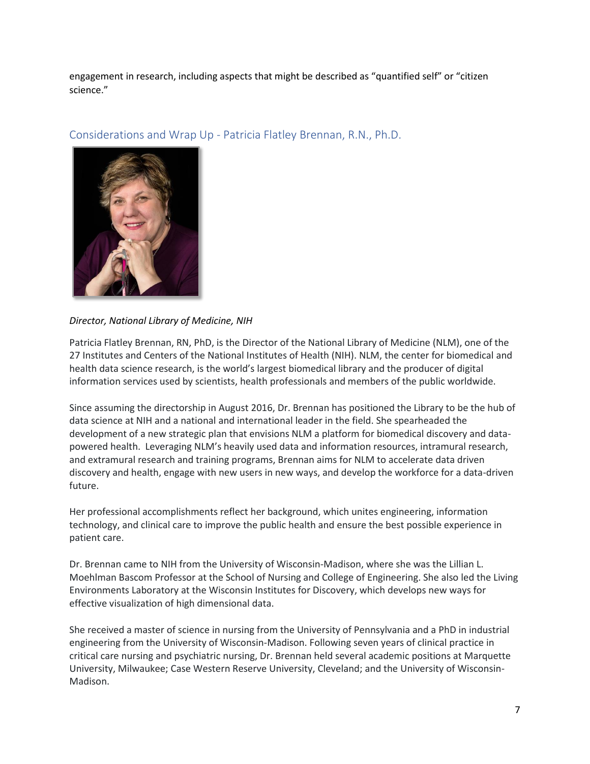engagement in research, including aspects that might be described as “quantified self” or “citizen science.”

## Considerations and Wrap Up - Patricia Flatley Brennan, R.N., Ph.D.

*Director, National Library of Medicine, NIH*

Patricia Flatley Brennan, RN, PhD, is the Director of the National Library of Medicine (NLM), one of the 27 Institutes and Centers of the National Institutes of Health (NIH). NLM, the center for biomedical and health data science research, is the world’s largest biomedical library and the producer of digital information services used by scientists, health professionals and members of the public worldwide.

Since assuming the directorship in August 2016, Dr. Brennan has positioned the Library to be the hub of data science at NIH and a national and international leader in the field. She spearheaded the development of a new strategic plan that envisions NLM a platform for biomedical discovery and data-powered health. Leveraging NLM’s heavily used data and information resources, intramural research, and extramural research and training programs, Brennan aims for NLM to accelerate data driven discovery and health, engage with new users in new ways, and develop the workforce for a data-driven future.

Her professional accomplishments reflect her background, which unites engineering, information technology, and clinical care to improve the public health and ensure the best possible experience in patient care.

Dr. Brennan came to NIH from the University of Wisconsin-Madison, where she was the Lillian L. Moehlman Bascom Professor at the School of Nursing and College of Engineering. She also led the Living Environments Laboratory at the Wisconsin Institutes for Discovery, which develops new ways for effective visualization of high dimensional data.

She received a master of science in nursing from the University of Pennsylvania and a PhD in industrial engineering from the University of Wisconsin-Madison. Following seven years of clinical practice in critical care nursing and psychiatric nursing, Dr. Brennan held several academic positions at Marquette University, Milwaukee; Case Western Reserve University, Cleveland; and the University of Wisconsin-Madison.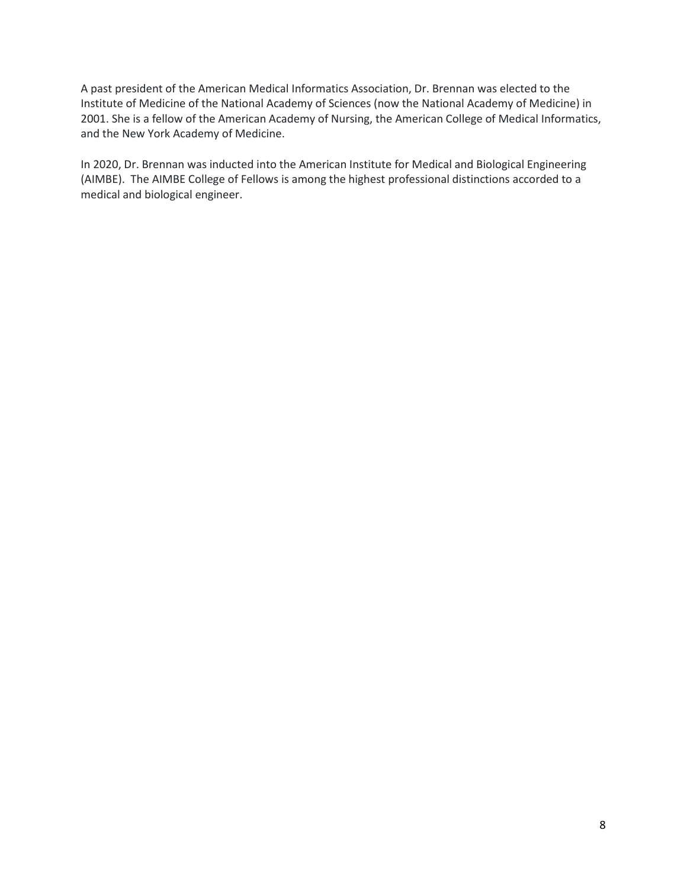A past president of the American Medical Informatics Association, Dr. Brennan was elected to the Institute of Medicine of the National Academy of Sciences (now the National Academy of Medicine) in 2001. She is a fellow of the American Academy of Nursing, the American College of Medical Informatics, and the New York Academy of Medicine.

In 2020, Dr. Brennan was inducted into the American Institute for Medical and Biological Engineering (AIMBE). The AIMBE College of Fellows is among the highest professional distinctions accorded to a medical and biological engineer.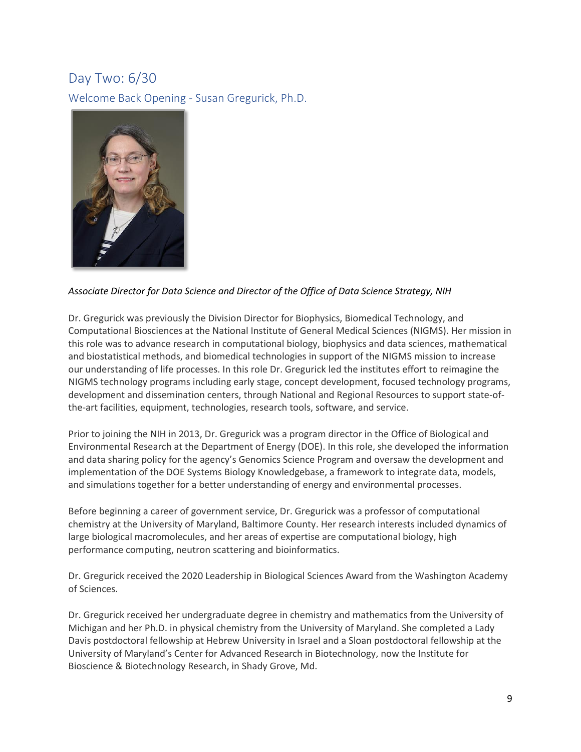## Day Two: 6/30

### Welcome Back Opening - Susan Gregurick, Ph.D.

*Associate Director for Data Science and Director of the Office of Data Science Strategy, NIH*

Dr. Gregurick was previously the Division Director for Biophysics, Biomedical Technology, and Computational Biosciences at the National Institute of General Medical Sciences (NIGMS). Her mission in this role was to advance research in computational biology, biophysics and data sciences, mathematical and biostatistical methods, and biomedical technologies in support of the NIGMS mission to increase our understanding of life processes. In this role Dr. Gregurick led the institutes effort to reimagine the NIGMS technology programs including early stage, concept development, focused technology programs, development and dissemination centers, through National and Regional Resources to support state-of-the-art facilities, equipment, technologies, research tools, software, and service.

Prior to joining the NIH in 2013, Dr. Gregurick was a program director in the Office of Biological and Environmental Research at the Department of Energy (DOE). In this role, she developed the information and data sharing policy for the agency's Genomics Science Program and oversaw the development and implementation of the DOE Systems Biology Knowledgebase, a framework to integrate data, models, and simulations together for a better understanding of energy and environmental processes.

Before beginning a career of government service, Dr. Gregurick was a professor of computational chemistry at the University of Maryland, Baltimore County. Her research interests included dynamics of large biological macromolecules, and her areas of expertise are computational biology, high performance computing, neutron scattering and bioinformatics.

Dr. Gregurick received the 2020 Leadership in Biological Sciences Award from the Washington Academy of Sciences.

Dr. Gregurick received her undergraduate degree in chemistry and mathematics from the University of Michigan and her Ph.D. in physical chemistry from the University of Maryland. She completed a Lady Davis postdoctoral fellowship at Hebrew University in Israel and a Sloan postdoctoral fellowship at the University of Maryland's Center for Advanced Research in Biotechnology, now the Institute for Bioscience & Biotechnology Research, in Shady Grove, Md.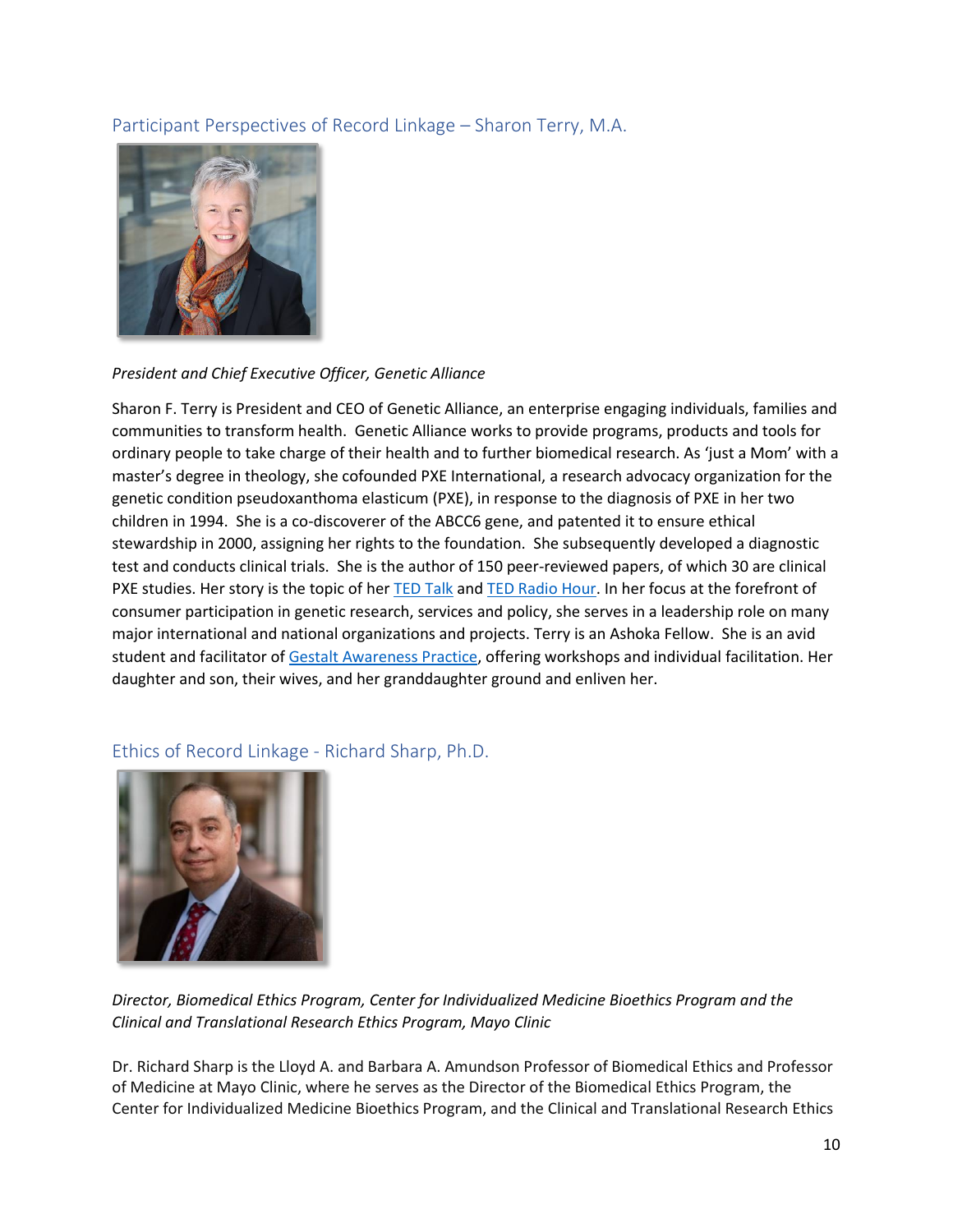## Participant Perspectives of Record Linkage – Sharon Terry, M.A.

*President and Chief Executive Officer, Genetic Alliance*

Sharon F. Terry is President and CEO of Genetic Alliance, an enterprise engaging individuals, families and communities to transform health. Genetic Alliance works to provide programs, products and tools for ordinary people to take charge of their health and to further biomedical research. As 'just a Mom' with a master's degree in theology, she cofounded PXE International, a research advocacy organization for the genetic condition pseudoxanthoma elasticum (PXE), in response to the diagnosis of PXE in her two children in 1994. She is a co-discoverer of the ABCC6 gene, and patented it to ensure ethical stewardship in 2000, assigning her rights to the foundation. She subsequently developed a diagnostic test and conducts clinical trials. She is the author of 150 peer-reviewed papers, of which 30 are clinical PXE studies. Her story is the topic of her TED Talk and TED Radio Hour. In her focus at the forefront of consumer participation in genetic research, services and policy, she serves in a leadership role on many major international and national organizations and projects. Terry is an Ashoka Fellow. She is an avid student and facilitator of Gestalt Awareness Practice, offering workshops and individual facilitation. Her daughter and son, their wives, and her granddaughter ground and enliven her.

## Ethics of Record Linkage - Richard Sharp, Ph.D.

*Director, Biomedical Ethics Program, Center for Individualized Medicine Bioethics Program and the Clinical and Translational Research Ethics Program, Mayo Clinic*

Dr. Richard Sharp is the Lloyd A. and Barbara A. Amundson Professor of Biomedical Ethics and Professor of Medicine at Mayo Clinic, where he serves as the Director of the Biomedical Ethics Program, the Center for Individualized Medicine Bioethics Program, and the Clinical and Translational Research Ethics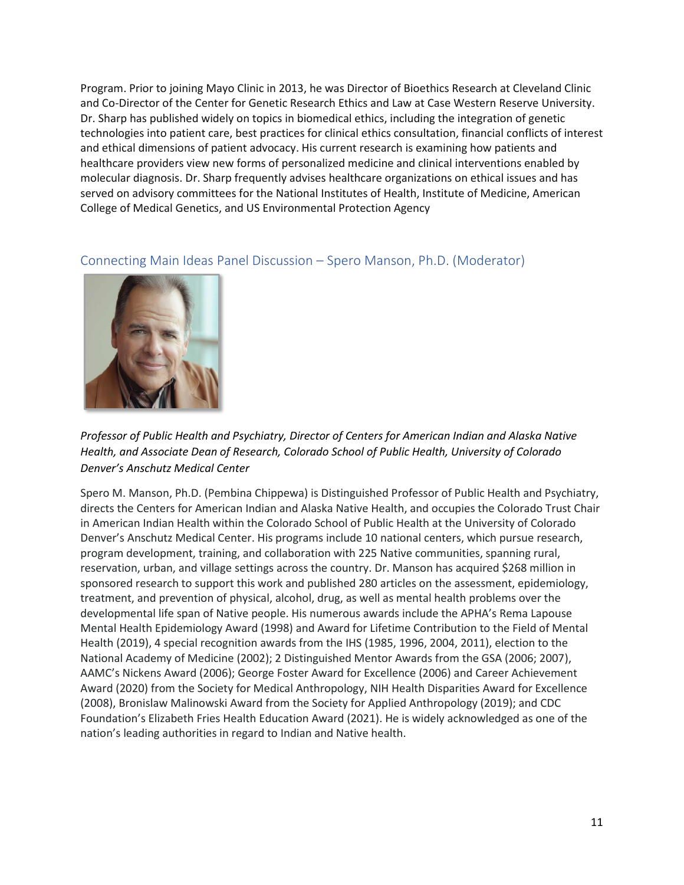Program. Prior to joining Mayo Clinic in 2013, he was Director of Bioethics Research at Cleveland Clinic and Co-Director of the Center for Genetic Research Ethics and Law at Case Western Reserve University. Dr. Sharp has published widely on topics in biomedical ethics, including the integration of genetic technologies into patient care, best practices for clinical ethics consultation, financial conflicts of interest and ethical dimensions of patient advocacy. His current research is examining how patients and healthcare providers view new forms of personalized medicine and clinical interventions enabled by molecular diagnosis. Dr. Sharp frequently advises healthcare organizations on ethical issues and has served on advisory committees for the National Institutes of Health, Institute of Medicine, American College of Medical Genetics, and US Environmental Protection Agency

## Connecting Main Ideas Panel Discussion – Spero Manson, Ph.D. (Moderator)

*Professor of Public Health and Psychiatry, Director of Centers for American Indian and Alaska Native Health, and Associate Dean of Research, Colorado School of Public Health, University of Colorado Denver's Anschutz Medical Center*

Spero M. Manson, Ph.D. (Pembina Chippewa) is Distinguished Professor of Public Health and Psychiatry, directs the Centers for American Indian and Alaska Native Health, and occupies the Colorado Trust Chair in American Indian Health within the Colorado School of Public Health at the University of Colorado Denver's Anschutz Medical Center. His programs include 10 national centers, which pursue research, program development, training, and collaboration with 225 Native communities, spanning rural, reservation, urban, and village settings across the country. Dr. Manson has acquired $268 million in sponsored research to support this work and published 280 articles on the assessment, epidemiology, treatment, and prevention of physical, alcohol, drug, as well as mental health problems over the developmental life span of Native people. His numerous awards include the APHA's Rema Lapouse Mental Health Epidemiology Award (1998) and Award for Lifetime Contribution to the Field of Mental Health (2019), 4 special recognition awards from the IHS (1985, 1996, 2004, 2011), election to the National Academy of Medicine (2002); 2 Distinguished Mentor Awards from the GSA (2006; 2007), AAMC's Nickens Award (2006); George Foster Award for Excellence (2006) and Career Achievement Award (2020) from the Society for Medical Anthropology, NIH Health Disparities Award for Excellence (2008), Bronislaw Malinowski Award from the Society for Applied Anthropology (2019); and CDC Foundation's Elizabeth Fries Health Education Award (2021). He is widely acknowledged as one of the nation's leading authorities in regard to Indian and Native health.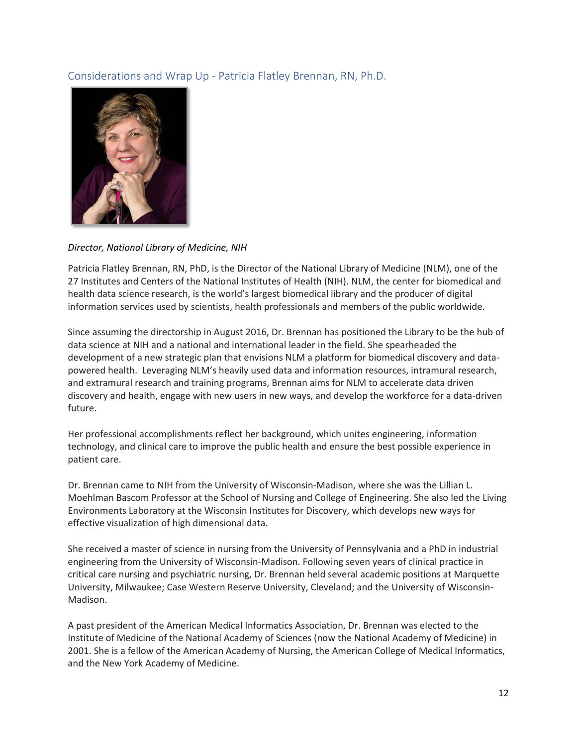## Considerations and Wrap Up - Patricia Flatley Brennan, RN, Ph.D.

*Director, National Library of Medicine, NIH*

Patricia Flatley Brennan, RN, PhD, is the Director of the National Library of Medicine (NLM), one of the 27 Institutes and Centers of the National Institutes of Health (NIH). NLM, the center for biomedical and health data science research, is the world's largest biomedical library and the producer of digital information services used by scientists, health professionals and members of the public worldwide.

Since assuming the directorship in August 2016, Dr. Brennan has positioned the Library to be the hub of data science at NIH and a national and international leader in the field. She spearheaded the development of a new strategic plan that envisions NLM a platform for biomedical discovery and data-powered health. Leveraging NLM's heavily used data and information resources, intramural research, and extramural research and training programs, Brennan aims for NLM to accelerate data driven discovery and health, engage with new users in new ways, and develop the workforce for a data-driven future.

Her professional accomplishments reflect her background, which unites engineering, information technology, and clinical care to improve the public health and ensure the best possible experience in patient care.

Dr. Brennan came to NIH from the University of Wisconsin-Madison, where she was the Lillian L. Moehlman Bascom Professor at the School of Nursing and College of Engineering. She also led the Living Environments Laboratory at the Wisconsin Institutes for Discovery, which develops new ways for effective visualization of high dimensional data.

She received a master of science in nursing from the University of Pennsylvania and a PhD in industrial engineering from the University of Wisconsin-Madison. Following seven years of clinical practice in critical care nursing and psychiatric nursing, Dr. Brennan held several academic positions at Marquette University, Milwaukee; Case Western Reserve University, Cleveland; and the University of Wisconsin-Madison.

A past president of the American Medical Informatics Association, Dr. Brennan was elected to the Institute of Medicine of the National Academy of Sciences (now the National Academy of Medicine) in 2001. She is a fellow of the American Academy of Nursing, the American College of Medical Informatics, and the New York Academy of Medicine.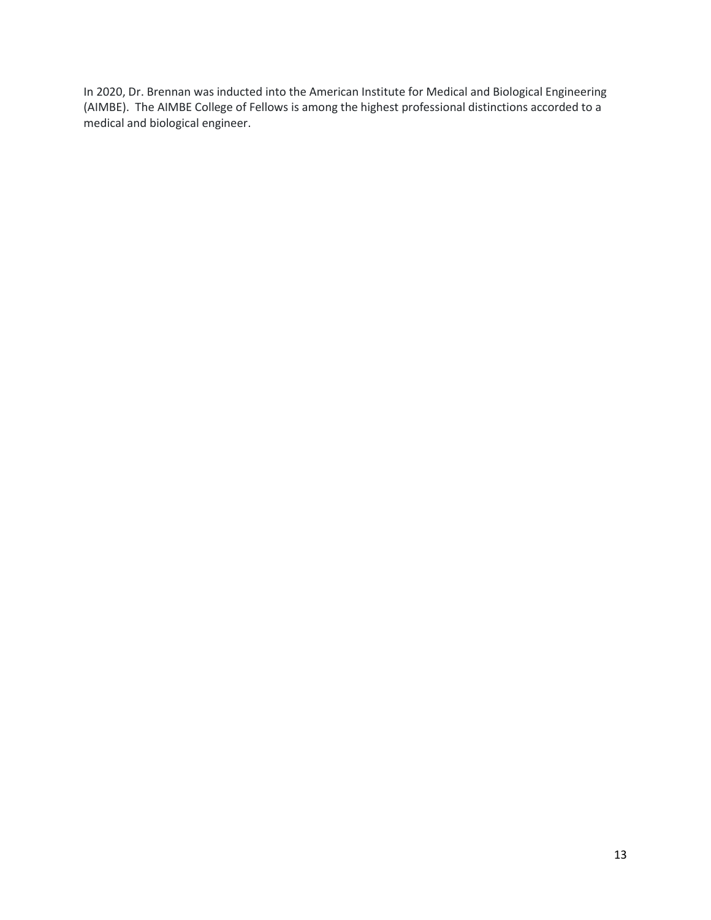In 2020, Dr. Brennan was inducted into the American Institute for Medical and Biological Engineering (AIMBE). The AIMBE College of Fellows is among the highest professional distinctions accorded to a medical and biological engineer.